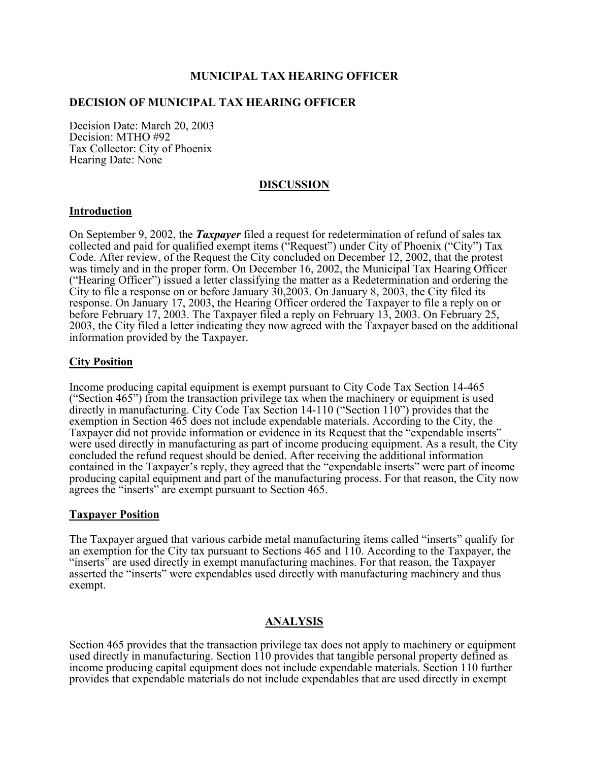**MUNICIPAL TAX HEARING OFFICER**

**DECISION OF MUNICIPAL TAX HEARING OFFICER**

Decision Date: March 20, 2003
Decision: MTHO #92
Tax Collector: City of Phoenix
Hearing Date: None

## DISCUSSION

### Introduction

On September 9, 2002, the ***Taxpayer*** filed a request for redetermination of refund of sales tax collected and paid for qualified exempt items ("Request") under City of Phoenix ("City") Tax Code. After review, of the Request the City concluded on December 12, 2002, that the protest was timely and in the proper form. On December 16, 2002, the Municipal Tax Hearing Officer ("Hearing Officer") issued a letter classifying the matter as a Redetermination and ordering the City to file a response on or before January 30,2003. On January 8, 2003, the City filed its response. On January 17, 2003, the Hearing Officer ordered the Taxpayer to file a reply on or before February 17, 2003. The Taxpayer filed a reply on February 13, 2003. On February 25, 2003, the City filed a letter indicating they now agreed with the Taxpayer based on the additional information provided by the Taxpayer.

### City Position

Income producing capital equipment is exempt pursuant to City Code Tax Section 14-465 ("Section 465") from the transaction privilege tax when the machinery or equipment is used directly in manufacturing. City Code Tax Section 14-110 ("Section 110") provides that the exemption in Section 465 does not include expendable materials. According to the City, the Taxpayer did not provide information or evidence in its Request that the "expendable inserts" were used directly in manufacturing as part of income producing equipment. As a result, the City concluded the refund request should be denied. After receiving the additional information contained in the Taxpayer's reply, they agreed that the "expendable inserts" were part of income producing capital equipment and part of the manufacturing process. For that reason, the City now agrees the "inserts" are exempt pursuant to Section 465.

### Taxpayer Position

The Taxpayer argued that various carbide metal manufacturing items called "inserts" qualify for an exemption for the City tax pursuant to Sections 465 and 110. According to the Taxpayer, the "inserts" are used directly in exempt manufacturing machines. For that reason, the Taxpayer asserted the "inserts" were expendables used directly with manufacturing machinery and thus exempt.

## ANALYSIS

Section 465 provides that the transaction privilege tax does not apply to machinery or equipment used directly in manufacturing. Section 110 provides that tangible personal property defined as income producing capital equipment does not include expendable materials. Section 110 further provides that expendable materials do not include expendables that are used directly in exempt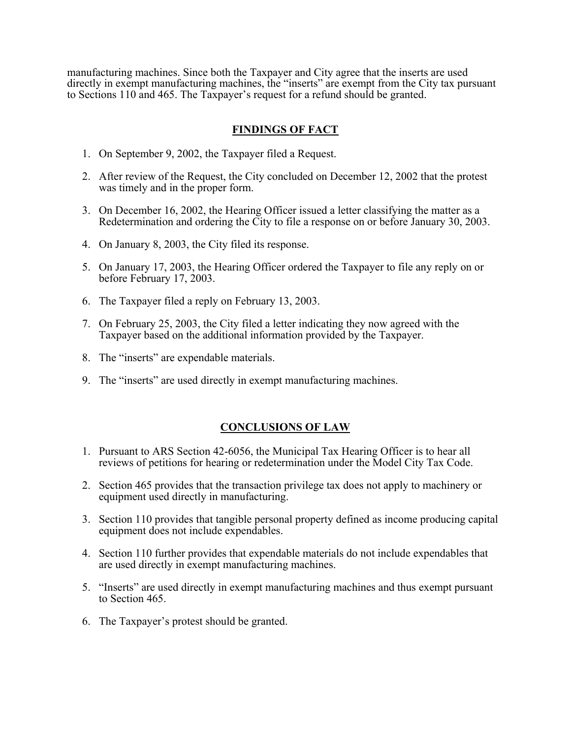manufacturing machines. Since both the Taxpayer and City agree that the inserts are used directly in exempt manufacturing machines, the "inserts" are exempt from the City tax pursuant to Sections 110 and 465. The Taxpayer's request for a refund should be granted.

## FINDINGS OF FACT

1. On September 9, 2002, the Taxpayer filed a Request.
2. After review of the Request, the City concluded on December 12, 2002 that the protest was timely and in the proper form.
3. On December 16, 2002, the Hearing Officer issued a letter classifying the matter as a Redetermination and ordering the City to file a response on or before January 30, 2003.
4. On January 8, 2003, the City filed its response.
5. On January 17, 2003, the Hearing Officer ordered the Taxpayer to file any reply on or before February 17, 2003.
6. The Taxpayer filed a reply on February 13, 2003.
7. On February 25, 2003, the City filed a letter indicating they now agreed with the Taxpayer based on the additional information provided by the Taxpayer.
8. The "inserts" are expendable materials.
9. The "inserts" are used directly in exempt manufacturing machines.

## CONCLUSIONS OF LAW

1. Pursuant to ARS Section 42-6056, the Municipal Tax Hearing Officer is to hear all reviews of petitions for hearing or redetermination under the Model City Tax Code.
2. Section 465 provides that the transaction privilege tax does not apply to machinery or equipment used directly in manufacturing.
3. Section 110 provides that tangible personal property defined as income producing capital equipment does not include expendables.
4. Section 110 further provides that expendable materials do not include expendables that are used directly in exempt manufacturing machines.
5. "Inserts" are used directly in exempt manufacturing machines and thus exempt pursuant to Section 465.
6. The Taxpayer's protest should be granted.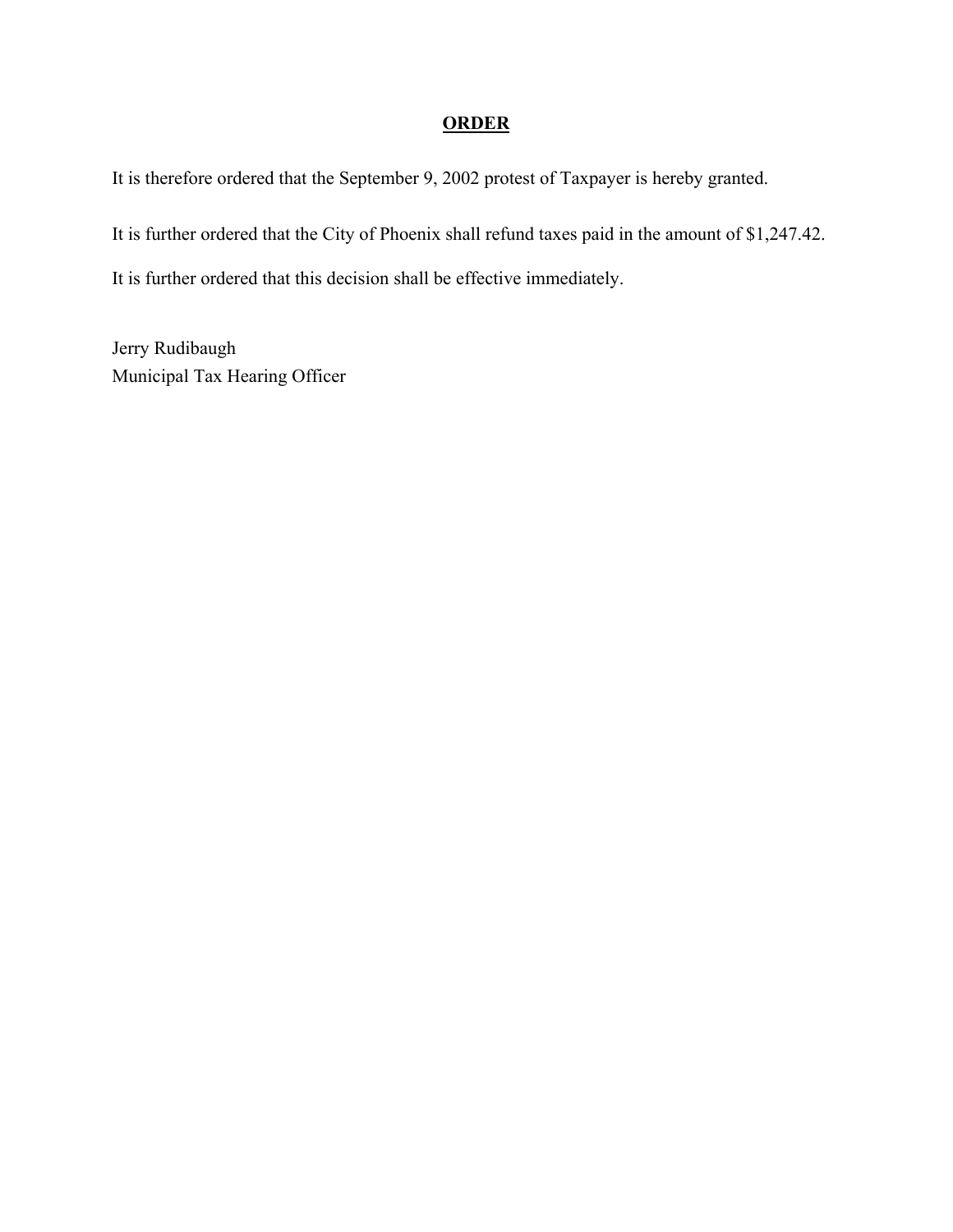## **ORDER**

It is therefore ordered that the September 9, 2002 protest of Taxpayer is hereby granted.

It is further ordered that the City of Phoenix shall refund taxes paid in the amount of $1,247.42.

It is further ordered that this decision shall be effective immediately.

Jerry Rudibaugh
Municipal Tax Hearing Officer